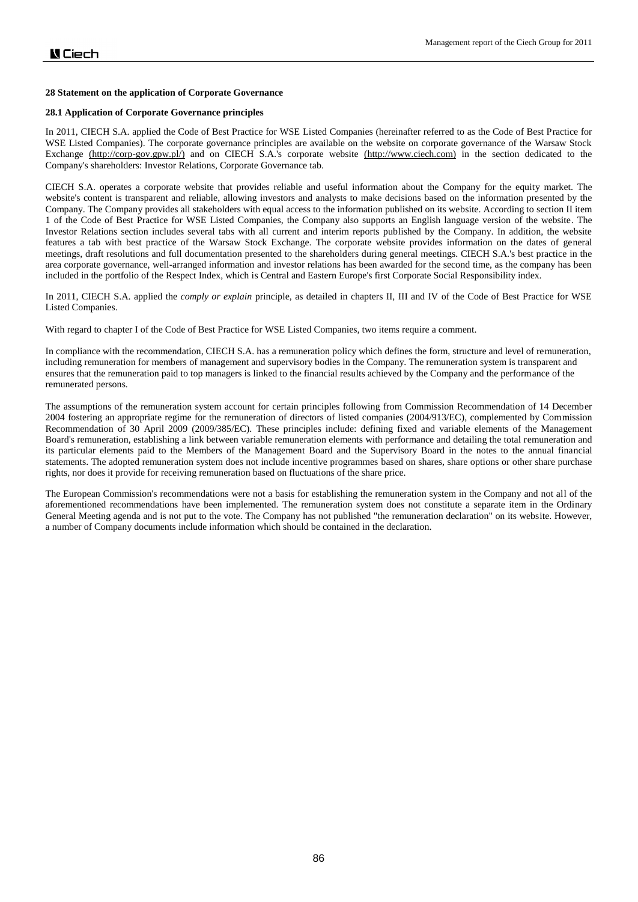## 28 Statement on the application of Corporate Governance

### 28.1 Application of Corporate Governance principles

In 2011, CIECH S.A. applied the Code of Best Practice for WSE Listed Companies (hereinafter referred to as the Code of Best Practice for WSE Listed Companies). The corporate governance principles are available on the website on corporate governance of the Warsaw Stock Exchange (http://corp-gov.gpw.pl/) and on CIECH S.A.'s corporate website (http://www.ciech.com) in the section dedicated to the Company's shareholders: Investor Relations, Corporate Governance tab.

CIECH S.A. operates a corporate website that provides reliable and useful information about the Company for the equity market. The website's content is transparent and reliable, allowing investors and analysts to make decisions based on the information presented by the Company. The Company provides all stakeholders with equal access to the information published on its website. According to section II item 1 of the Code of Best Practice for WSE Listed Companies, the Company also supports an English language version of the website. The Investor Relations section includes several tabs with all current and interim reports published by the Company. In addition, the website features a tab with best practice of the Warsaw Stock Exchange. The corporate website provides information on the dates of general meetings, draft resolutions and full documentation presented to the shareholders during general meetings. CIECH S.A.'s best practice in the area corporate governance, well-arranged information and investor relations has been awarded for the second time, as the company has been included in the portfolio of the Respect Index, which is Central and Eastern Europe's first Corporate Social Responsibility index.

In 2011, CIECH S.A. applied the *comply or explain* principle, as detailed in chapters II, III and IV of the Code of Best Practice for WSE Listed Companies.

With regard to chapter I of the Code of Best Practice for WSE Listed Companies, two items require a comment.

In compliance with the recommendation, CIECH S.A. has a remuneration policy which defines the form, structure and level of remuneration, including remuneration for members of management and supervisory bodies in the Company. The remuneration system is transparent and ensures that the remuneration paid to top managers is linked to the financial results achieved by the Company and the performance of the remunerated persons.

The assumptions of the remuneration system account for certain principles following from Commission Recommendation of 14 December 2004 fostering an appropriate regime for the remuneration of directors of listed companies (2004/913/EC), complemented by Commission Recommendation of 30 April 2009 (2009/385/EC). These principles include: defining fixed and variable elements of the Management Board's remuneration, establishing a link between variable remuneration elements with performance and detailing the total remuneration and its particular elements paid to the Members of the Management Board and the Supervisory Board in the notes to the annual financial statements. The adopted remuneration system does not include incentive programmes based on shares, share options or other share purchase rights, nor does it provide for receiving remuneration based on fluctuations of the share price.

The European Commission's recommendations were not a basis for establishing the remuneration system in the Company and not all of the aforementioned recommendations have been implemented. The remuneration system does not constitute a separate item in the Ordinary General Meeting agenda and is not put to the vote. The Company has not published "the remuneration declaration" on its website. However, a number of Company documents include information which should be contained in the declaration.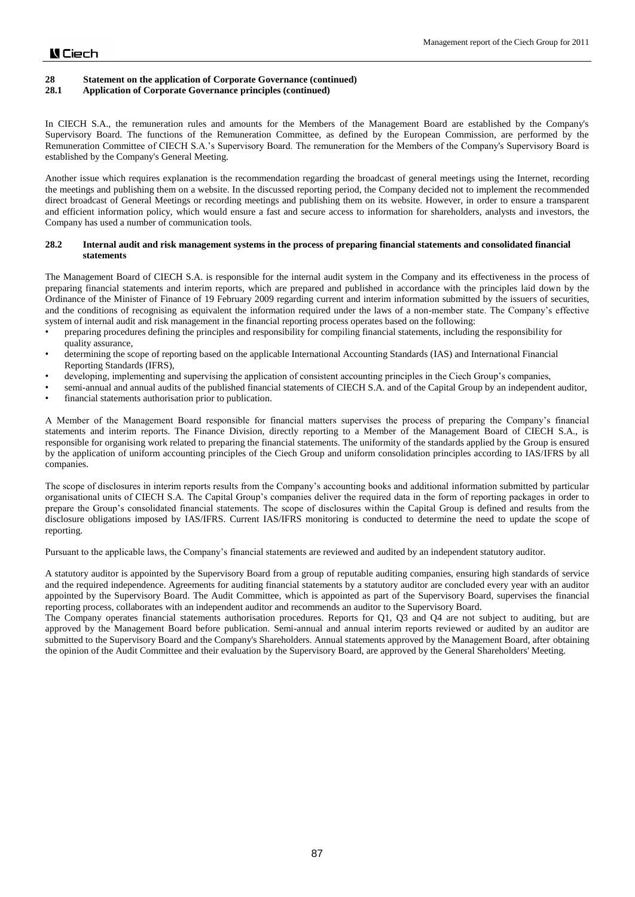## 28 Statement on the application of Corporate Governance (continued)

### 28.1 Application of Corporate Governance principles (continued)

In CIECH S.A., the remuneration rules and amounts for the Members of the Management Board are established by the Company's Supervisory Board. The functions of the Remuneration Committee, as defined by the European Commission, are performed by the Remuneration Committee of CIECH S.A.'s Supervisory Board. The remuneration for the Members of the Company's Supervisory Board is established by the Company's General Meeting.

Another issue which requires explanation is the recommendation regarding the broadcast of general meetings using the Internet, recording the meetings and publishing them on a website. In the discussed reporting period, the Company decided not to implement the recommended direct broadcast of General Meetings or recording meetings and publishing them on its website. However, in order to ensure a transparent and efficient information policy, which would ensure a fast and secure access to information for shareholders, analysts and investors, the Company has used a number of communication tools.

### 28.2 Internal audit and risk management systems in the process of preparing financial statements and consolidated financial statements

The Management Board of CIECH S.A. is responsible for the internal audit system in the Company and its effectiveness in the process of preparing financial statements and interim reports, which are prepared and published in accordance with the principles laid down by the Ordinance of the Minister of Finance of 19 February 2009 regarding current and interim information submitted by the issuers of securities, and the conditions of recognising as equivalent the information required under the laws of a non-member state. The Company's effective system of internal audit and risk management in the financial reporting process operates based on the following:

- preparing procedures defining the principles and responsibility for compiling financial statements, including the responsibility for quality assurance,
- determining the scope of reporting based on the applicable International Accounting Standards (IAS) and International Financial Reporting Standards (IFRS),
- developing, implementing and supervising the application of consistent accounting principles in the Ciech Group's companies,
- semi-annual and annual audits of the published financial statements of CIECH S.A. and of the Capital Group by an independent auditor,
- financial statements authorisation prior to publication.

A Member of the Management Board responsible for financial matters supervises the process of preparing the Company's financial statements and interim reports. The Finance Division, directly reporting to a Member of the Management Board of CIECH S.A., is responsible for organising work related to preparing the financial statements. The uniformity of the standards applied by the Group is ensured by the application of uniform accounting principles of the Ciech Group and uniform consolidation principles according to IAS/IFRS by all companies.

The scope of disclosures in interim reports results from the Company's accounting books and additional information submitted by particular organisational units of CIECH S.A. The Capital Group's companies deliver the required data in the form of reporting packages in order to prepare the Group's consolidated financial statements. The scope of disclosures within the Capital Group is defined and results from the disclosure obligations imposed by IAS/IFRS. Current IAS/IFRS monitoring is conducted to determine the need to update the scope of reporting.

Pursuant to the applicable laws, the Company's financial statements are reviewed and audited by an independent statutory auditor.

A statutory auditor is appointed by the Supervisory Board from a group of reputable auditing companies, ensuring high standards of service and the required independence. Agreements for auditing financial statements by a statutory auditor are concluded every year with an auditor appointed by the Supervisory Board. The Audit Committee, which is appointed as part of the Supervisory Board, supervises the financial reporting process, collaborates with an independent auditor and recommends an auditor to the Supervisory Board.

The Company operates financial statements authorisation procedures. Reports for Q1, Q3 and Q4 are not subject to auditing, but are approved by the Management Board before publication. Semi-annual and annual interim reports reviewed or audited by an auditor are submitted to the Supervisory Board and the Company's Shareholders. Annual statements approved by the Management Board, after obtaining the opinion of the Audit Committee and their evaluation by the Supervisory Board, are approved by the General Shareholders' Meeting.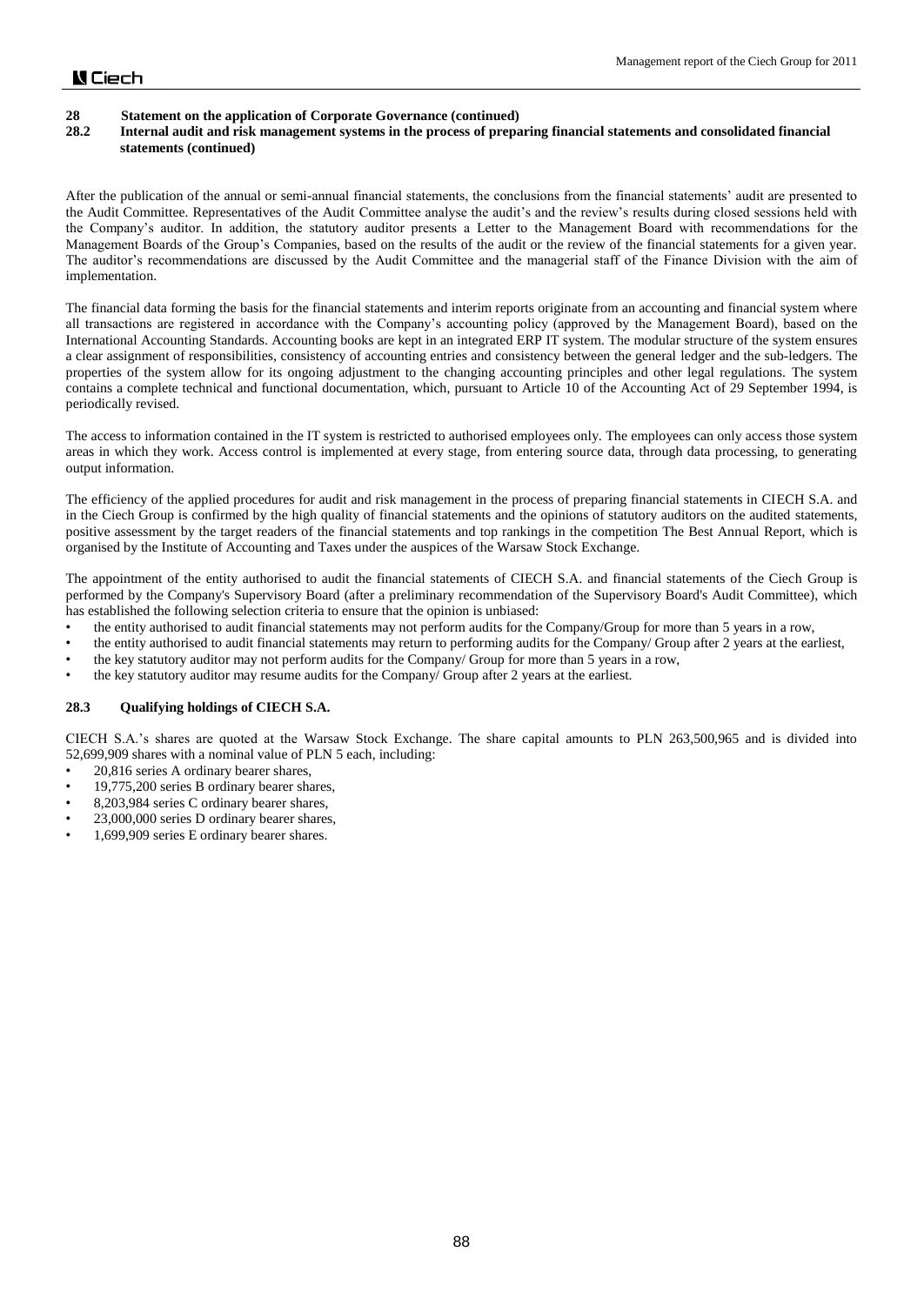## 28 Statement on the application of Corporate Governance (continued)

### 28.2 Internal audit and risk management systems in the process of preparing financial statements and consolidated financial statements (continued)

After the publication of the annual or semi-annual financial statements, the conclusions from the financial statements' audit are presented to the Audit Committee. Representatives of the Audit Committee analyse the audit's and the review's results during closed sessions held with the Company's auditor. In addition, the statutory auditor presents a Letter to the Management Board with recommendations for the Management Boards of the Group's Companies, based on the results of the audit or the review of the financial statements for a given year. The auditor's recommendations are discussed by the Audit Committee and the managerial staff of the Finance Division with the aim of implementation.

The financial data forming the basis for the financial statements and interim reports originate from an accounting and financial system where all transactions are registered in accordance with the Company's accounting policy (approved by the Management Board), based on the International Accounting Standards. Accounting books are kept in an integrated ERP IT system. The modular structure of the system ensures a clear assignment of responsibilities, consistency of accounting entries and consistency between the general ledger and the sub-ledgers. The properties of the system allow for its ongoing adjustment to the changing accounting principles and other legal regulations. The system contains a complete technical and functional documentation, which, pursuant to Article 10 of the Accounting Act of 29 September 1994, is periodically revised.

The access to information contained in the IT system is restricted to authorised employees only. The employees can only access those system areas in which they work. Access control is implemented at every stage, from entering source data, through data processing, to generating output information.

The efficiency of the applied procedures for audit and risk management in the process of preparing financial statements in CIECH S.A. and in the Ciech Group is confirmed by the high quality of financial statements and the opinions of statutory auditors on the audited statements, positive assessment by the target readers of the financial statements and top rankings in the competition The Best Annual Report, which is organised by the Institute of Accounting and Taxes under the auspices of the Warsaw Stock Exchange.

The appointment of the entity authorised to audit the financial statements of CIECH S.A. and financial statements of the Ciech Group is performed by the Company's Supervisory Board (after a preliminary recommendation of the Supervisory Board's Audit Committee), which has established the following selection criteria to ensure that the opinion is unbiased:

- the entity authorised to audit financial statements may not perform audits for the Company/Group for more than 5 years in a row,
- the entity authorised to audit financial statements may return to performing audits for the Company/ Group after 2 years at the earliest,
- the key statutory auditor may not perform audits for the Company/ Group for more than 5 years in a row,
- the key statutory auditor may resume audits for the Company/ Group after 2 years at the earliest.

### 28.3 Qualifying holdings of CIECH S.A.

CIECH S.A.'s shares are quoted at the Warsaw Stock Exchange. The share capital amounts to PLN 263,500,965 and is divided into 52,699,909 shares with a nominal value of PLN 5 each, including:

- 20,816 series A ordinary bearer shares,
- 19,775,200 series B ordinary bearer shares,
- 8,203,984 series C ordinary bearer shares,
- 23,000,000 series D ordinary bearer shares,
- 1,699,909 series E ordinary bearer shares.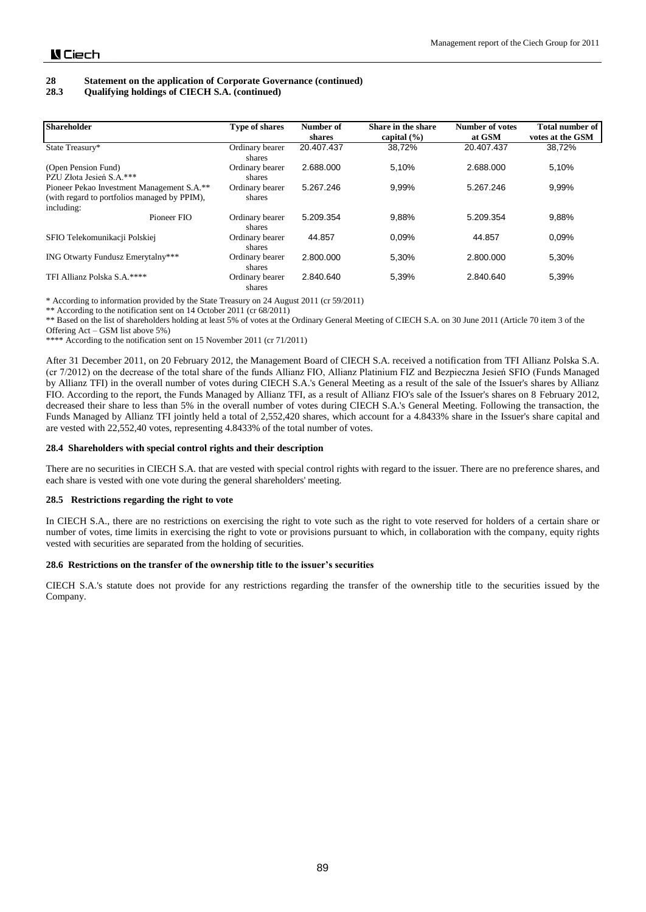# 28 Statement on the application of Corporate Governance (continued)

## 28.3 Qualifying holdings of CIECH S.A. (continued)

| Shareholder | Type of shares | Number of shares | Share in the share capital (%) | Number of votes at GSM | Total number of votes at the GSM |
|---|---|---|---|---|---|
| State Treasury* | Ordinary bearer shares | 20.407.437 | 38,72% | 20.407.437 | 38,72% |
| (Open Pension Fund) PZU Złota Jesień S.A.*** | Ordinary bearer shares | 2.688.000 | 5,10% | 2.688.000 | 5,10% |
| Pioneer Pekao Investment Management S.A.** (with regard to portfolios managed by PPIM), including: | Ordinary bearer shares | 5.267.246 | 9,99% | 5.267.246 | 9,99% |
| Pioneer FIO | Ordinary bearer shares | 5.209.354 | 9,88% | 5.209.354 | 9,88% |
| SFIO Telekomunikacji Polskiej | Ordinary bearer shares | 44.857 | 0,09% | 44.857 | 0,09% |
| ING Otwarty Fundusz Emerytalny*** | Ordinary bearer shares | 2.800.000 | 5,30% | 2.800.000 | 5,30% |
| TFI Allianz Polska S.A.**** | Ordinary bearer shares | 2.840.640 | 5,39% | 2.840.640 | 5,39% |

\* According to information provided by the State Treasury on 24 August 2011 (cr 59/2011)

** According to the notification sent on 14 October 2011 (cr 68/2011)

** Based on the list of shareholders holding at least 5% of votes at the Ordinary General Meeting of CIECH S.A. on 30 June 2011 (Article 70 item 3 of the Offering Act – GSM list above 5%)

**** According to the notification sent on 15 November 2011 (cr 71/2011)

After 31 December 2011, on 20 February 2012, the Management Board of CIECH S.A. received a notification from TFI Allianz Polska S.A. (cr 7/2012) on the decrease of the total share of the funds Allianz FIO, Allianz Platinium FIZ and Bezpieczna Jesień SFIO (Funds Managed by Allianz TFI) in the overall number of votes during CIECH S.A.'s General Meeting as a result of the sale of the Issuer's shares by Allianz FIO. According to the report, the Funds Managed by Allianz TFI, as a result of Allianz FIO's sale of the Issuer's shares on 8 February 2012, decreased their share to less than 5% in the overall number of votes during CIECH S.A.'s General Meeting. Following the transaction, the Funds Managed by Allianz TFI jointly held a total of 2,552,420 shares, which account for a 4.8433% share in the Issuer's share capital and are vested with 22,552,40 votes, representing 4.8433% of the total number of votes.

### 28.4 Shareholders with special control rights and their description

There are no securities in CIECH S.A. that are vested with special control rights with regard to the issuer. There are no preference shares, and each share is vested with one vote during the general shareholders' meeting.

### 28.5 Restrictions regarding the right to vote

In CIECH S.A., there are no restrictions on exercising the right to vote such as the right to vote reserved for holders of a certain share or number of votes, time limits in exercising the right to vote or provisions pursuant to which, in collaboration with the company, equity rights vested with securities are separated from the holding of securities.

### 28.6 Restrictions on the transfer of the ownership title to the issuer's securities

CIECH S.A.'s statute does not provide for any restrictions regarding the transfer of the ownership title to the securities issued by the Company.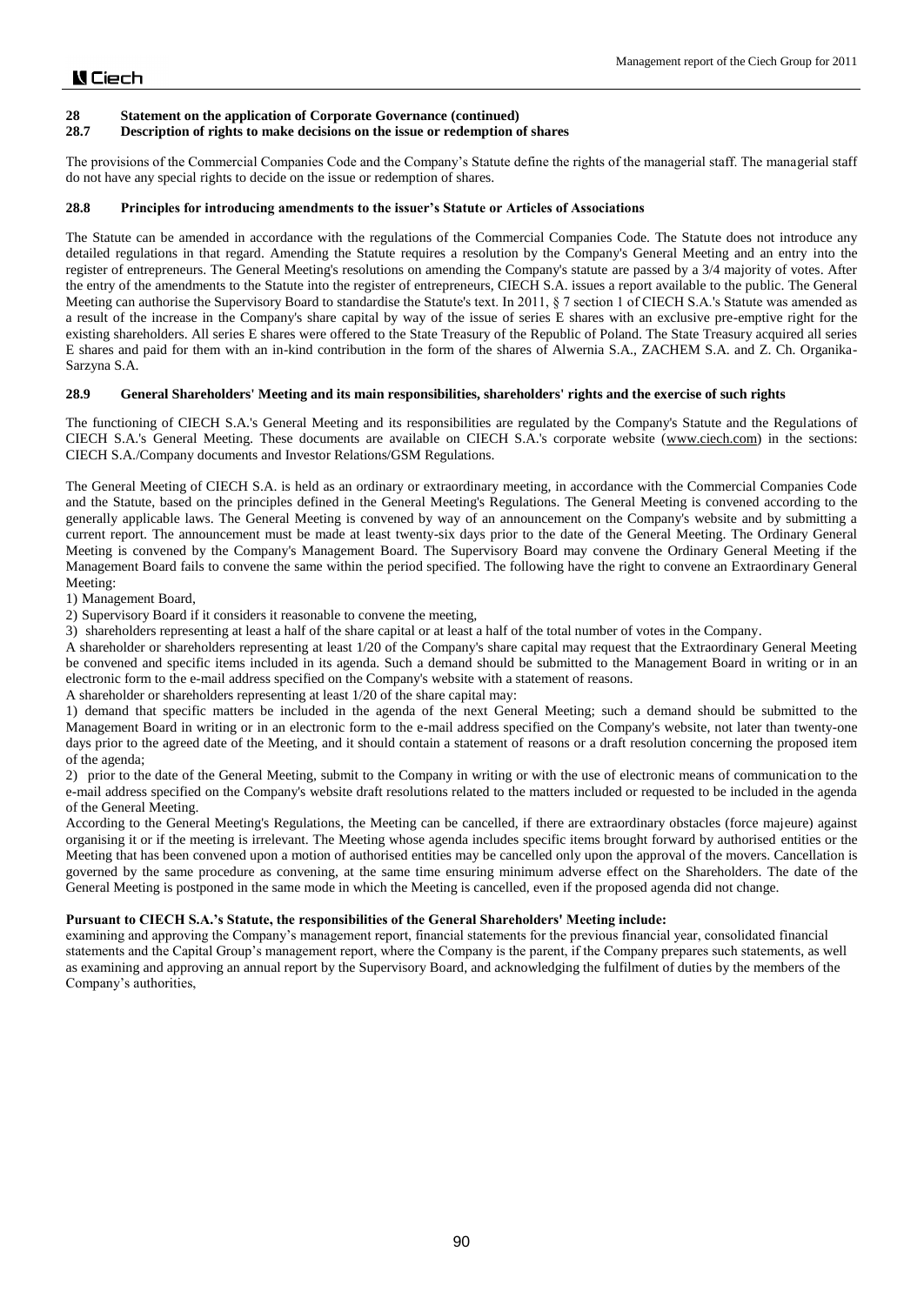## 28 Statement on the application of Corporate Governance (continued)

### 28.7 Description of rights to make decisions on the issue or redemption of shares

The provisions of the Commercial Companies Code and the Company's Statute define the rights of the managerial staff. The managerial staff do not have any special rights to decide on the issue or redemption of shares.

### 28.8 Principles for introducing amendments to the issuer's Statute or Articles of Associations

The Statute can be amended in accordance with the regulations of the Commercial Companies Code. The Statute does not introduce any detailed regulations in that regard. Amending the Statute requires a resolution by the Company's General Meeting and an entry into the register of entrepreneurs. The General Meeting's resolutions on amending the Company's statute are passed by a 3/4 majority of votes. After the entry of the amendments to the Statute into the register of entrepreneurs, CIECH S.A. issues a report available to the public. The General Meeting can authorise the Supervisory Board to standardise the Statute's text. In 2011, § 7 section 1 of CIECH S.A.'s Statute was amended as a result of the increase in the Company's share capital by way of the issue of series E shares with an exclusive pre-emptive right for the existing shareholders. All series E shares were offered to the State Treasury of the Republic of Poland. The State Treasury acquired all series E shares and paid for them with an in-kind contribution in the form of the shares of Alwernia S.A., ZACHEM S.A. and Z. Ch. Organika-Sarzyna S.A.

### 28.9 General Shareholders' Meeting and its main responsibilities, shareholders' rights and the exercise of such rights

The functioning of CIECH S.A.'s General Meeting and its responsibilities are regulated by the Company's Statute and the Regulations of CIECH S.A.'s General Meeting. These documents are available on CIECH S.A.'s corporate website (www.ciech.com) in the sections: CIECH S.A./Company documents and Investor Relations/GSM Regulations.

The General Meeting of CIECH S.A. is held as an ordinary or extraordinary meeting, in accordance with the Commercial Companies Code and the Statute, based on the principles defined in the General Meeting's Regulations. The General Meeting is convened according to the generally applicable laws. The General Meeting is convened by way of an announcement on the Company's website and by submitting a current report. The announcement must be made at least twenty-six days prior to the date of the General Meeting. The Ordinary General Meeting is convened by the Company's Management Board. The Supervisory Board may convene the Ordinary General Meeting if the Management Board fails to convene the same within the period specified. The following have the right to convene an Extraordinary General Meeting:

1) Management Board,
2) Supervisory Board if it considers it reasonable to convene the meeting,
3) shareholders representing at least a half of the share capital or at least a half of the total number of votes in the Company.

A shareholder or shareholders representing at least 1/20 of the Company's share capital may request that the Extraordinary General Meeting be convened and specific items included in its agenda. Such a demand should be submitted to the Management Board in writing or in an electronic form to the e-mail address specified on the Company's website with a statement of reasons.

A shareholder or shareholders representing at least 1/20 of the share capital may:

1) demand that specific matters be included in the agenda of the next General Meeting; such a demand should be submitted to the Management Board in writing or in an electronic form to the e-mail address specified on the Company's website, not later than twenty-one days prior to the agreed date of the Meeting, and it should contain a statement of reasons or a draft resolution concerning the proposed item of the agenda;
2) prior to the date of the General Meeting, submit to the Company in writing or with the use of electronic means of communication to the e-mail address specified on the Company's website draft resolutions related to the matters included or requested to be included in the agenda of the General Meeting.

According to the General Meeting's Regulations, the Meeting can be cancelled, if there are extraordinary obstacles (force majeure) against organising it or if the meeting is irrelevant. The Meeting whose agenda includes specific items brought forward by authorised entities or the Meeting that has been convened upon a motion of authorised entities may be cancelled only upon the approval of the movers. Cancellation is governed by the same procedure as convening, at the same time ensuring minimum adverse effect on the Shareholders. The date of the General Meeting is postponed in the same mode in which the Meeting is cancelled, even if the proposed agenda did not change.

**Pursuant to CIECH S.A.'s Statute, the responsibilities of the General Shareholders' Meeting include:**

examining and approving the Company's management report, financial statements for the previous financial year, consolidated financial statements and the Capital Group's management report, where the Company is the parent, if the Company prepares such statements, as well as examining and approving an annual report by the Supervisory Board, and acknowledging the fulfilment of duties by the members of the Company's authorities,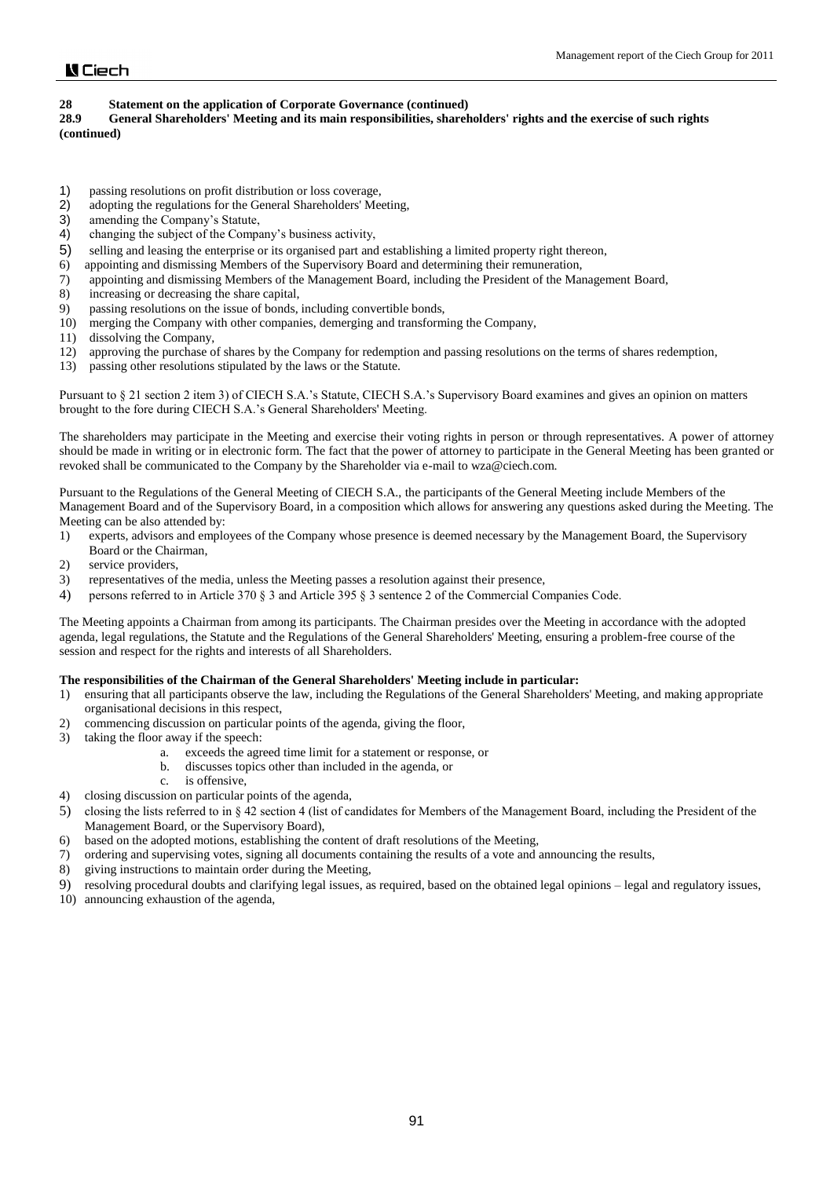## 28 Statement on the application of Corporate Governance (continued)

### 28.9 General Shareholders' Meeting and its main responsibilities, shareholders' rights and the exercise of such rights (continued)

1) passing resolutions on profit distribution or loss coverage,
2) adopting the regulations for the General Shareholders' Meeting,
3) amending the Company's Statute,
4) changing the subject of the Company's business activity,
5) selling and leasing the enterprise or its organised part and establishing a limited property right thereon,
6) appointing and dismissing Members of the Supervisory Board and determining their remuneration,
7) appointing and dismissing Members of the Management Board, including the President of the Management Board,
8) increasing or decreasing the share capital,
9) passing resolutions on the issue of bonds, including convertible bonds,
10) merging the Company with other companies, demerging and transforming the Company,
11) dissolving the Company,
12) approving the purchase of shares by the Company for redemption and passing resolutions on the terms of shares redemption,
13) passing other resolutions stipulated by the laws or the Statute.

Pursuant to § 21 section 2 item 3) of CIECH S.A.'s Statute, CIECH S.A.'s Supervisory Board examines and gives an opinion on matters brought to the fore during CIECH S.A.'s General Shareholders' Meeting.

The shareholders may participate in the Meeting and exercise their voting rights in person or through representatives. A power of attorney should be made in writing or in electronic form. The fact that the power of attorney to participate in the General Meeting has been granted or revoked shall be communicated to the Company by the Shareholder via e-mail to wza@ciech.com.

Pursuant to the Regulations of the General Meeting of CIECH S.A., the participants of the General Meeting include Members of the Management Board and of the Supervisory Board, in a composition which allows for answering any questions asked during the Meeting. The Meeting can be also attended by:

1) experts, advisors and employees of the Company whose presence is deemed necessary by the Management Board, the Supervisory Board or the Chairman,
2) service providers,
3) representatives of the media, unless the Meeting passes a resolution against their presence,
4) persons referred to in Article 370 § 3 and Article 395 § 3 sentence 2 of the Commercial Companies Code.

The Meeting appoints a Chairman from among its participants. The Chairman presides over the Meeting in accordance with the adopted agenda, legal regulations, the Statute and the Regulations of the General Shareholders' Meeting, ensuring a problem-free course of the session and respect for the rights and interests of all Shareholders.

**The responsibilities of the Chairman of the General Shareholders' Meeting include in particular:**

1) ensuring that all participants observe the law, including the Regulations of the General Shareholders' Meeting, and making appropriate organisational decisions in this respect,
2) commencing discussion on particular points of the agenda, giving the floor,
3) taking the floor away if the speech:
   a. exceeds the agreed time limit for a statement or response, or
   b. discusses topics other than included in the agenda, or
   c. is offensive,
4) closing discussion on particular points of the agenda,
5) closing the lists referred to in § 42 section 4 (list of candidates for Members of the Management Board, including the President of the Management Board, or the Supervisory Board),
6) based on the adopted motions, establishing the content of draft resolutions of the Meeting,
7) ordering and supervising votes, signing all documents containing the results of a vote and announcing the results,
8) giving instructions to maintain order during the Meeting,
9) resolving procedural doubts and clarifying legal issues, as required, based on the obtained legal opinions – legal and regulatory issues,
10) announcing exhaustion of the agenda,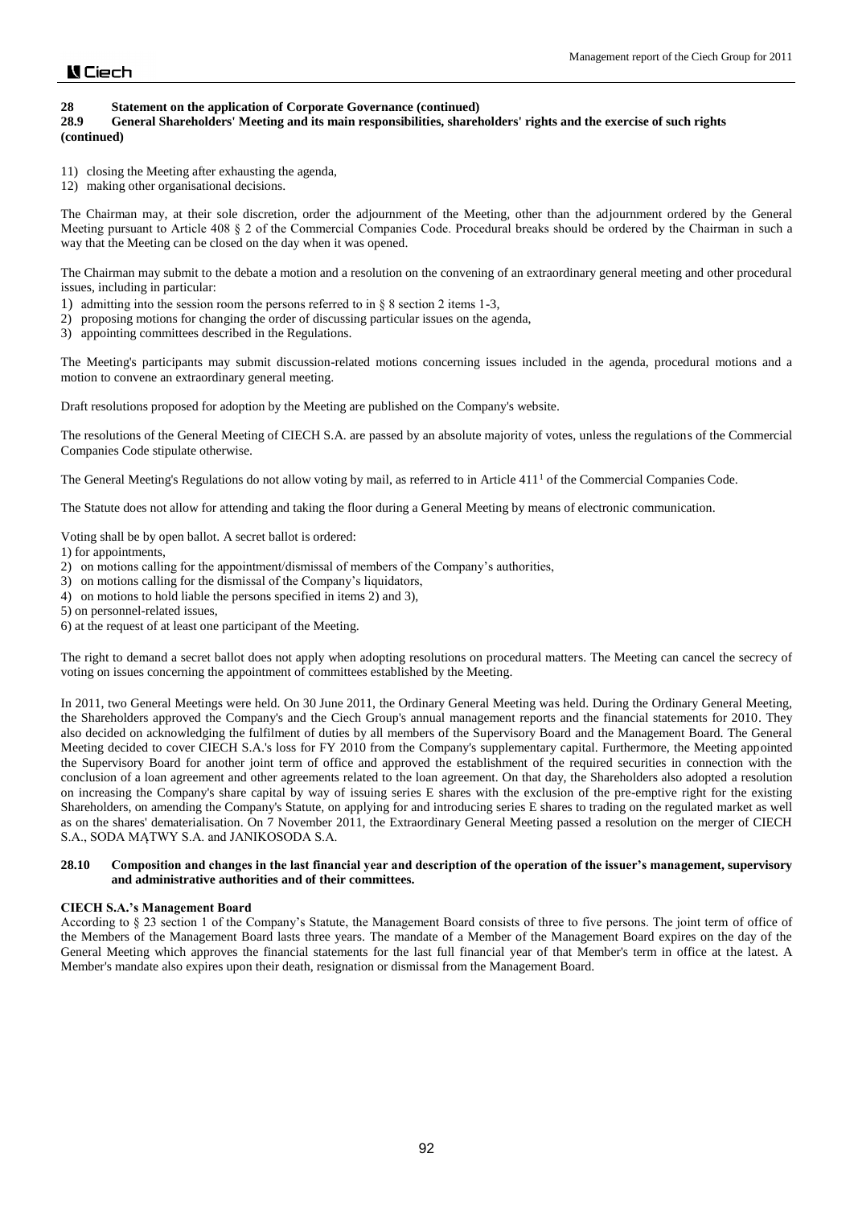## 28 Statement on the application of Corporate Governance (continued)

### 28.9 General Shareholders' Meeting and its main responsibilities, shareholders' rights and the exercise of such rights (continued)

11) closing the Meeting after exhausting the agenda,
12) making other organisational decisions.

The Chairman may, at their sole discretion, order the adjournment of the Meeting, other than the adjournment ordered by the General Meeting pursuant to Article 408 § 2 of the Commercial Companies Code. Procedural breaks should be ordered by the Chairman in such a way that the Meeting can be closed on the day when it was opened.

The Chairman may submit to the debate a motion and a resolution on the convening of an extraordinary general meeting and other procedural issues, including in particular:

1) admitting into the session room the persons referred to in § 8 section 2 items 1-3,
2) proposing motions for changing the order of discussing particular issues on the agenda,
3) appointing committees described in the Regulations.

The Meeting's participants may submit discussion-related motions concerning issues included in the agenda, procedural motions and a motion to convene an extraordinary general meeting.

Draft resolutions proposed for adoption by the Meeting are published on the Company's website.

The resolutions of the General Meeting of CIECH S.A. are passed by an absolute majority of votes, unless the regulations of the Commercial Companies Code stipulate otherwise.

The General Meeting's Regulations do not allow voting by mail, as referred to in Article 411[1] of the Commercial Companies Code.

The Statute does not allow for attending and taking the floor during a General Meeting by means of electronic communication.

Voting shall be by open ballot. A secret ballot is ordered:

1) for appointments,
2) on motions calling for the appointment/dismissal of members of the Company's authorities,
3) on motions calling for the dismissal of the Company's liquidators,
4) on motions to hold liable the persons specified in items 2) and 3),
5) on personnel-related issues,
6) at the request of at least one participant of the Meeting.

The right to demand a secret ballot does not apply when adopting resolutions on procedural matters. The Meeting can cancel the secrecy of voting on issues concerning the appointment of committees established by the Meeting.

In 2011, two General Meetings were held. On 30 June 2011, the Ordinary General Meeting was held. During the Ordinary General Meeting, the Shareholders approved the Company's and the Ciech Group's annual management reports and the financial statements for 2010. They also decided on acknowledging the fulfilment of duties by all members of the Supervisory Board and the Management Board. The General Meeting decided to cover CIECH S.A.'s loss for FY 2010 from the Company's supplementary capital. Furthermore, the Meeting appointed the Supervisory Board for another joint term of office and approved the establishment of the required securities in connection with the conclusion of a loan agreement and other agreements related to the loan agreement. On that day, the Shareholders also adopted a resolution on increasing the Company's share capital by way of issuing series E shares with the exclusion of the pre-emptive right for the existing Shareholders, on amending the Company's Statute, on applying for and introducing series E shares to trading on the regulated market as well as on the shares' dematerialisation. On 7 November 2011, the Extraordinary General Meeting passed a resolution on the merger of CIECH S.A., SODA MĄTWY S.A. and JANIKOSODA S.A.

### 28.10 Composition and changes in the last financial year and description of the operation of the issuer's management, supervisory and administrative authorities and of their committees.

**CIECH S.A.'s Management Board**

According to § 23 section 1 of the Company's Statute, the Management Board consists of three to five persons. The joint term of office of the Members of the Management Board lasts three years. The mandate of a Member of the Management Board expires on the day of the General Meeting which approves the financial statements for the last full financial year of that Member's term in office at the latest. A Member's mandate also expires upon their death, resignation or dismissal from the Management Board.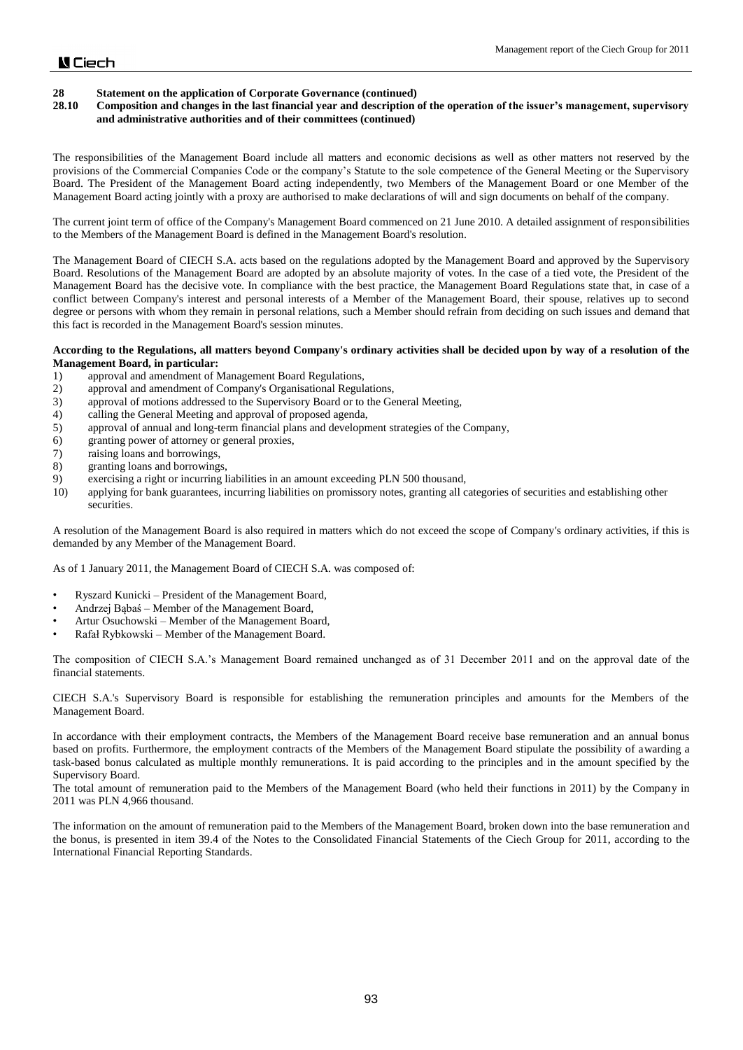# 28 Statement on the application of Corporate Governance (continued)

## 28.10 Composition and changes in the last financial year and description of the operation of the issuer's management, supervisory and administrative authorities and of their committees (continued)

The responsibilities of the Management Board include all matters and economic decisions as well as other matters not reserved by the provisions of the Commercial Companies Code or the company's Statute to the sole competence of the General Meeting or the Supervisory Board. The President of the Management Board acting independently, two Members of the Management Board or one Member of the Management Board acting jointly with a proxy are authorised to make declarations of will and sign documents on behalf of the company.

The current joint term of office of the Company's Management Board commenced on 21 June 2010. A detailed assignment of responsibilities to the Members of the Management Board is defined in the Management Board's resolution.

The Management Board of CIECH S.A. acts based on the regulations adopted by the Management Board and approved by the Supervisory Board. Resolutions of the Management Board are adopted by an absolute majority of votes. In the case of a tied vote, the President of the Management Board has the decisive vote. In compliance with the best practice, the Management Board Regulations state that, in case of a conflict between Company's interest and personal interests of a Member of the Management Board, their spouse, relatives up to second degree or persons with whom they remain in personal relations, such a Member should refrain from deciding on such issues and demand that this fact is recorded in the Management Board's session minutes.

**According to the Regulations, all matters beyond Company's ordinary activities shall be decided upon by way of a resolution of the Management Board, in particular:**

1) approval and amendment of Management Board Regulations,
2) approval and amendment of Company's Organisational Regulations,
3) approval of motions addressed to the Supervisory Board or to the General Meeting,
4) calling the General Meeting and approval of proposed agenda,
5) approval of annual and long-term financial plans and development strategies of the Company,
6) granting power of attorney or general proxies,
7) raising loans and borrowings,
8) granting loans and borrowings,
9) exercising a right or incurring liabilities in an amount exceeding PLN 500 thousand,
10) applying for bank guarantees, incurring liabilities on promissory notes, granting all categories of securities and establishing other securities.

A resolution of the Management Board is also required in matters which do not exceed the scope of Company's ordinary activities, if this is demanded by any Member of the Management Board.

As of 1 January 2011, the Management Board of CIECH S.A. was composed of:

- Ryszard Kunicki – President of the Management Board,
- Andrzej Bąbaś – Member of the Management Board,
- Artur Osuchowski – Member of the Management Board,
- Rafał Rybkowski – Member of the Management Board.

The composition of CIECH S.A.'s Management Board remained unchanged as of 31 December 2011 and on the approval date of the financial statements.

CIECH S.A.'s Supervisory Board is responsible for establishing the remuneration principles and amounts for the Members of the Management Board.

In accordance with their employment contracts, the Members of the Management Board receive base remuneration and an annual bonus based on profits. Furthermore, the employment contracts of the Members of the Management Board stipulate the possibility of awarding a task-based bonus calculated as multiple monthly remunerations. It is paid according to the principles and in the amount specified by the Supervisory Board.

The total amount of remuneration paid to the Members of the Management Board (who held their functions in 2011) by the Company in 2011 was PLN 4,966 thousand.

The information on the amount of remuneration paid to the Members of the Management Board, broken down into the base remuneration and the bonus, is presented in item 39.4 of the Notes to the Consolidated Financial Statements of the Ciech Group for 2011, according to the International Financial Reporting Standards.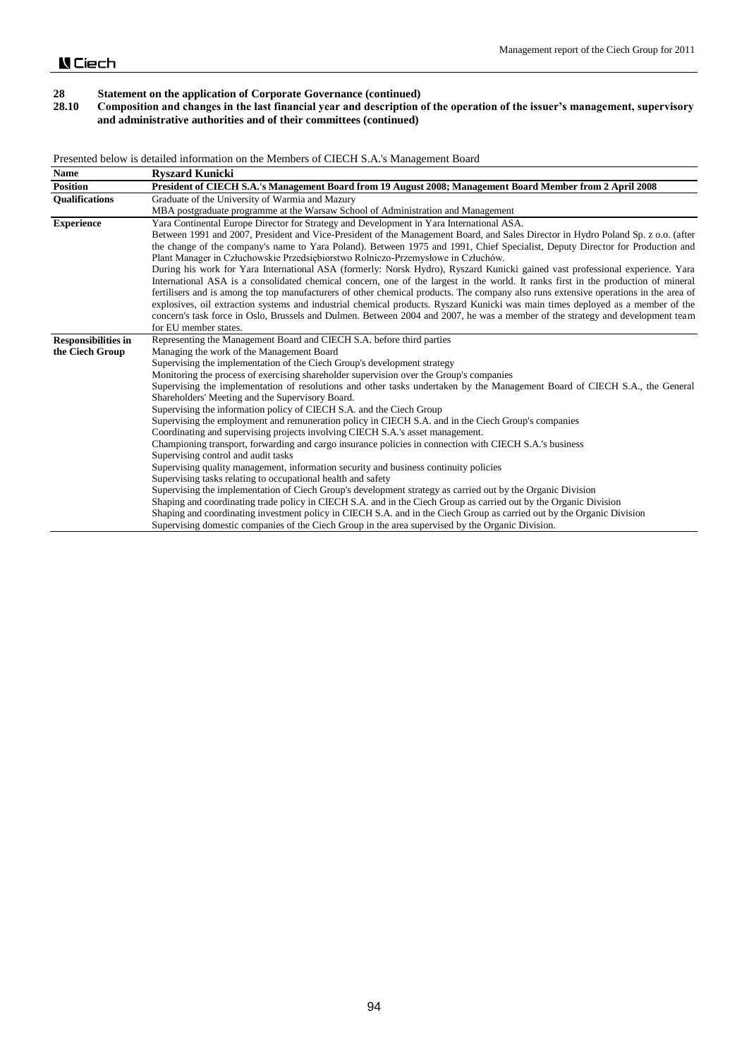## 28 Statement on the application of Corporate Governance (continued)

### 28.10 Composition and changes in the last financial year and description of the operation of the issuer's management, supervisory and administrative authorities and of their committees (continued)

Presented below is detailed information on the Members of CIECH S.A.'s Management Board

| **Name** | **Ryszard Kunicki** |
|---|---|
| **Position** | **President of CIECH S.A.'s Management Board from 19 August 2008; Management Board Member from 2 April 2008** |
| **Qualifications** | Graduate of the University of Warmia and Mazury<br>MBA postgraduate programme at the Warsaw School of Administration and Management |
| **Experience** | Yara Continental Europe Director for Strategy and Development in Yara International ASA.<br>Between 1991 and 2007, President and Vice-President of the Management Board, and Sales Director in Hydro Poland Sp. z o.o. (after the change of the company's name to Yara Poland). Between 1975 and 1991, Chief Specialist, Deputy Director for Production and Plant Manager in Człuchowskie Przedsiębiorstwo Rolniczo-Przemysłowe in Człuchów.<br>During his work for Yara International ASA (formerly: Norsk Hydro), Ryszard Kunicki gained vast professional experience. Yara International ASA is a consolidated chemical concern, one of the largest in the world. It ranks first in the production of mineral fertilisers and is among the top manufacturers of other chemical products. The company also runs extensive operations in the area of explosives, oil extraction systems and industrial chemical products. Ryszard Kunicki was main times deployed as a member of the concern's task force in Oslo, Brussels and Dulmen. Between 2004 and 2007, he was a member of the strategy and development team for EU member states. |
| **Responsibilities in the Ciech Group** | Representing the Management Board and CIECH S.A. before third parties<br>Managing the work of the Management Board<br>Supervising the implementation of the Ciech Group's development strategy<br>Monitoring the process of exercising shareholder supervision over the Group's companies<br>Supervising the implementation of resolutions and other tasks undertaken by the Management Board of CIECH S.A., the General Shareholders' Meeting and the Supervisory Board.<br>Supervising the information policy of CIECH S.A. and the Ciech Group<br>Supervising the employment and remuneration policy in CIECH S.A. and in the Ciech Group's companies<br>Coordinating and supervising projects involving CIECH S.A.'s asset management.<br>Championing transport, forwarding and cargo insurance policies in connection with CIECH S.A.'s business<br>Supervising control and audit tasks<br>Supervising quality management, information security and business continuity policies<br>Supervising tasks relating to occupational health and safety<br>Supervising the implementation of Ciech Group's development strategy as carried out by the Organic Division<br>Shaping and coordinating trade policy in CIECH S.A. and in the Ciech Group as carried out by the Organic Division<br>Shaping and coordinating investment policy in CIECH S.A. and in the Ciech Group as carried out by the Organic Division<br>Supervising domestic companies of the Ciech Group in the area supervised by the Organic Division. |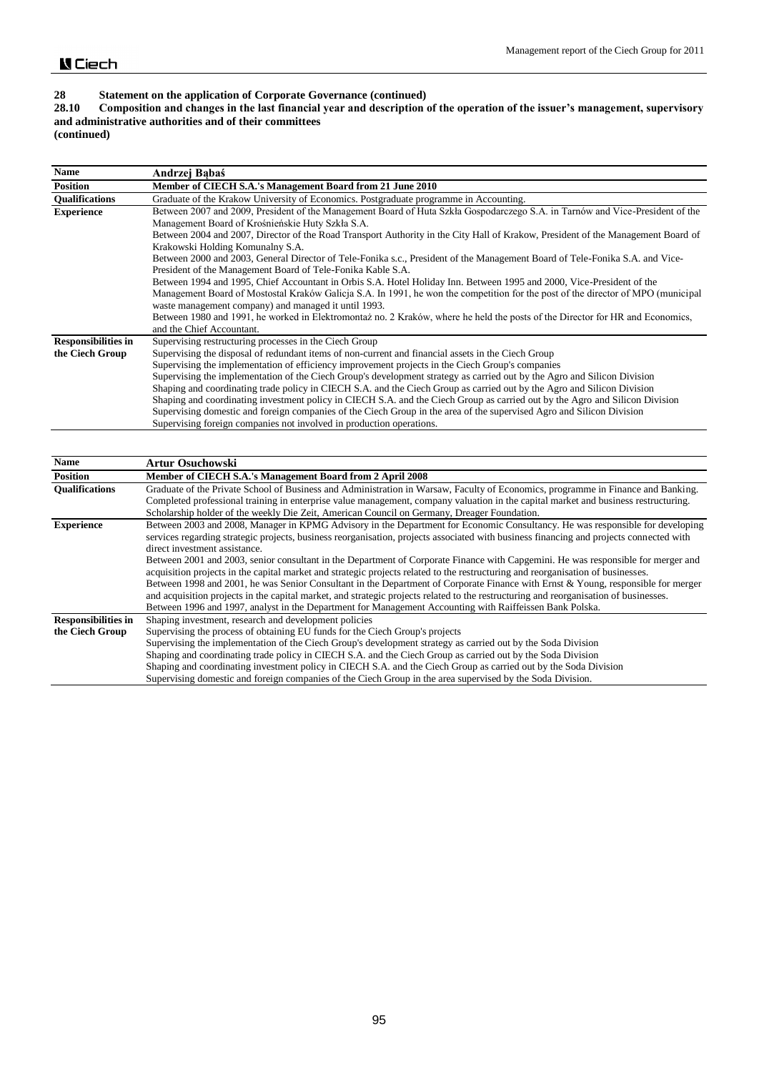## 28 Statement on the application of Corporate Governance (continued)

### 28.10 Composition and changes in the last financial year and description of the operation of the issuer's management, supervisory and administrative authorities and of their committees

**(continued)**

| Name | Andrzej Bąbaś |
|---|---|
| **Position** | **Member of CIECH S.A.'s Management Board from 21 June 2010** |
| **Qualifications** | Graduate of the Krakow University of Economics. Postgraduate programme in Accounting. |
| **Experience** | Between 2007 and 2009, President of the Management Board of Huta Szkła Gospodarczego S.A. in Tarnów and Vice-President of the Management Board of Krośnieńskie Huty Szkła S.A.<br>Between 2004 and 2007, Director of the Road Transport Authority in the City Hall of Krakow, President of the Management Board of Krakowski Holding Komunalny S.A.<br>Between 2000 and 2003, General Director of Tele-Fonika s.c., President of the Management Board of Tele-Fonika S.A. and Vice-President of the Management Board of Tele-Fonika Kable S.A.<br>Between 1994 and 1995, Chief Accountant in Orbis S.A. Hotel Holiday Inn. Between 1995 and 2000, Vice-President of the Management Board of Mostostal Kraków Galicja S.A. In 1991, he won the competition for the post of the director of MPO (municipal waste management company) and managed it until 1993.<br>Between 1980 and 1991, he worked in Elektromontaż no. 2 Kraków, where he held the posts of the Director for HR and Economics, and the Chief Accountant. |
| **Responsibilities in the Ciech Group** | Supervising restructuring processes in the Ciech Group<br>Supervising the disposal of redundant items of non-current and financial assets in the Ciech Group<br>Supervising the implementation of efficiency improvement projects in the Ciech Group's companies<br>Supervising the implementation of the Ciech Group's development strategy as carried out by the Agro and Silicon Division<br>Shaping and coordinating trade policy in CIECH S.A. and the Ciech Group as carried out by the Agro and Silicon Division<br>Shaping and coordinating investment policy in CIECH S.A. and the Ciech Group as carried out by the Agro and Silicon Division<br>Supervising domestic and foreign companies of the Ciech Group in the area of the supervised Agro and Silicon Division<br>Supervising foreign companies not involved in production operations. |

| Name | Artur Osuchowski |
|---|---|
| **Position** | **Member of CIECH S.A.'s Management Board from 2 April 2008** |
| **Qualifications** | Graduate of the Private School of Business and Administration in Warsaw, Faculty of Economics, programme in Finance and Banking.<br>Completed professional training in enterprise value management, company valuation in the capital market and business restructuring.<br>Scholarship holder of the weekly Die Zeit, American Council on Germany, Dreager Foundation. |
| **Experience** | Between 2003 and 2008, Manager in KPMG Advisory in the Department for Economic Consultancy. He was responsible for developing services regarding strategic projects, business reorganisation, projects associated with business financing and projects connected with direct investment assistance.<br>Between 2001 and 2003, senior consultant in the Department of Corporate Finance with Capgemini. He was responsible for merger and acquisition projects in the capital market and strategic projects related to the restructuring and reorganisation of businesses.<br>Between 1998 and 2001, he was Senior Consultant in the Department of Corporate Finance with Ernst & Young, responsible for merger and acquisition projects in the capital market, and strategic projects related to the restructuring and reorganisation of businesses.<br>Between 1996 and 1997, analyst in the Department for Management Accounting with Raiffeissen Bank Polska. |
| **Responsibilities in the Ciech Group** | Shaping investment, research and development policies<br>Supervising the process of obtaining EU funds for the Ciech Group's projects<br>Supervising the implementation of the Ciech Group's development strategy as carried out by the Soda Division<br>Shaping and coordinating trade policy in CIECH S.A. and the Ciech Group as carried out by the Soda Division<br>Shaping and coordinating investment policy in CIECH S.A. and the Ciech Group as carried out by the Soda Division<br>Supervising domestic and foreign companies of the Ciech Group in the area supervised by the Soda Division. |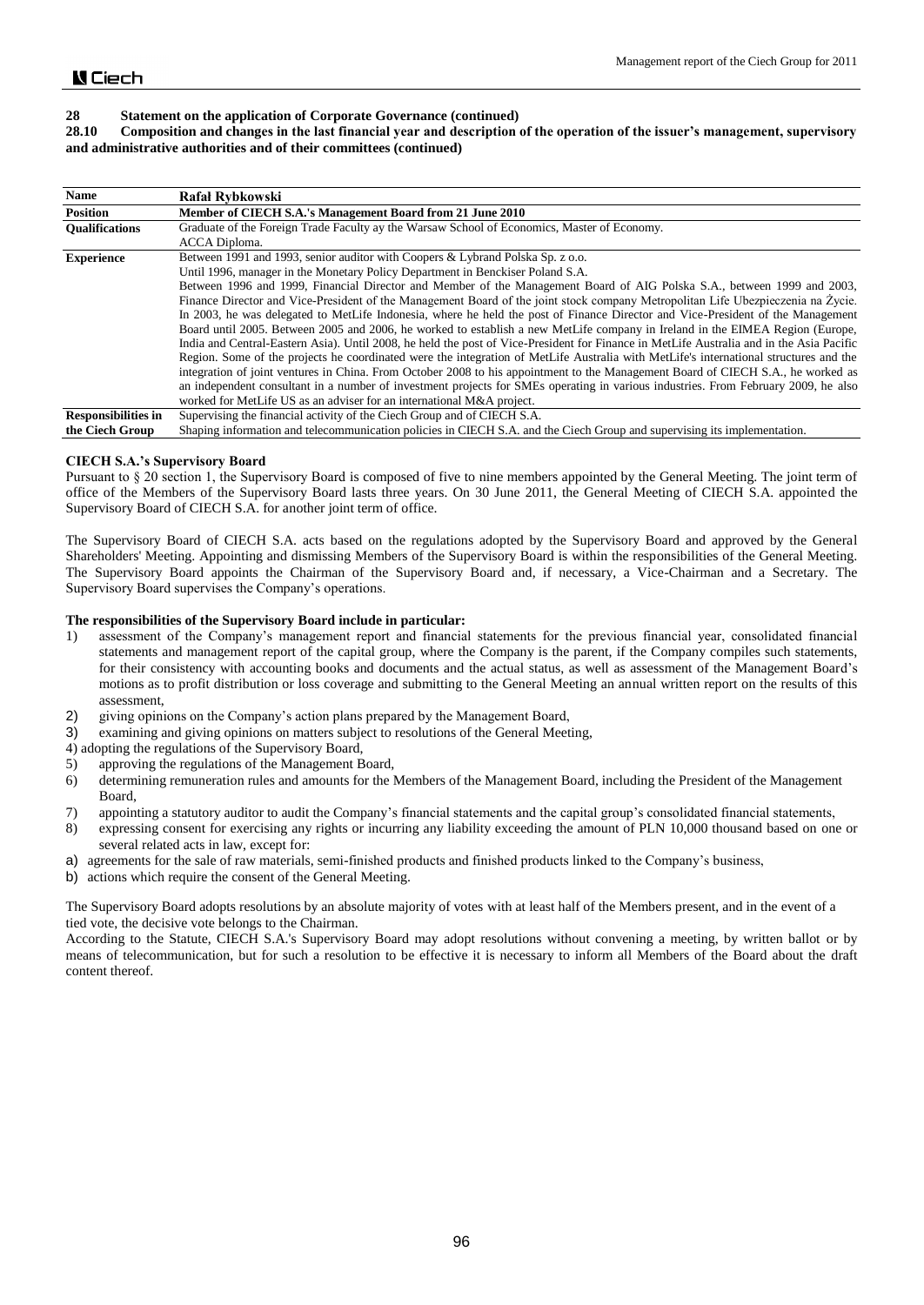## 28 Statement on the application of Corporate Governance (continued)

### 28.10 Composition and changes in the last financial year and description of the operation of the issuer's management, supervisory and administrative authorities and of their committees (continued)

| Name | Rafał Rybkowski |
|---|---|
| Position | Member of CIECH S.A.'s Management Board from 21 June 2010 |
| Qualifications | Graduate of the Foreign Trade Faculty ay the Warsaw School of Economics, Master of Economy. ACCA Diploma. |
| Experience | Between 1991 and 1993, senior auditor with Coopers & Lybrand Polska Sp. z o.o. Until 1996, manager in the Monetary Policy Department in Benckiser Poland S.A. Between 1996 and 1999, Financial Director and Member of the Management Board of AIG Polska S.A., between 1999 and 2003, Finance Director and Vice-President of the Management Board of the joint stock company Metropolitan Life Ubezpieczenia na Życie. In 2003, he was delegated to MetLife Indonesia, where he held the post of Finance Director and Vice-President of the Management Board until 2005. Between 2005 and 2006, he worked to establish a new MetLife company in Ireland in the EIMEA Region (Europe, India and Central-Eastern Asia). Until 2008, he held the post of Vice-President for Finance in MetLife Australia and in the Asia Pacific Region. Some of the projects he coordinated were the integration of MetLife Australia with MetLife's international structures and the integration of joint ventures in China. From October 2008 to his appointment to the Management Board of CIECH S.A., he worked as an independent consultant in a number of investment projects for SMEs operating in various industries. From February 2009, he also worked for MetLife US as an adviser for an international M&A project. |
| Responsibilities in the Ciech Group | Supervising the financial activity of the Ciech Group and of CIECH S.A. Shaping information and telecommunication policies in CIECH S.A. and the Ciech Group and supervising its implementation. |

**CIECH S.A.'s Supervisory Board**

Pursuant to § 20 section 1, the Supervisory Board is composed of five to nine members appointed by the General Meeting. The joint term of office of the Members of the Supervisory Board lasts three years. On 30 June 2011, the General Meeting of CIECH S.A. appointed the Supervisory Board of CIECH S.A. for another joint term of office.

The Supervisory Board of CIECH S.A. acts based on the regulations adopted by the Supervisory Board and approved by the General Shareholders' Meeting. Appointing and dismissing Members of the Supervisory Board is within the responsibilities of the General Meeting. The Supervisory Board appoints the Chairman of the Supervisory Board and, if necessary, a Vice-Chairman and a Secretary. The Supervisory Board supervises the Company's operations.

**The responsibilities of the Supervisory Board include in particular:**

1) assessment of the Company's management report and financial statements for the previous financial year, consolidated financial statements and management report of the capital group, where the Company is the parent, if the Company compiles such statements, for their consistency with accounting books and documents and the actual status, as well as assessment of the Management Board's motions as to profit distribution or loss coverage and submitting to the General Meeting an annual written report on the results of this assessment,
2) giving opinions on the Company's action plans prepared by the Management Board,
3) examining and giving opinions on matters subject to resolutions of the General Meeting,
4) adopting the regulations of the Supervisory Board,
5) approving the regulations of the Management Board,
6) determining remuneration rules and amounts for the Members of the Management Board, including the President of the Management Board,
7) appointing a statutory auditor to audit the Company's financial statements and the capital group's consolidated financial statements,
8) expressing consent for exercising any rights or incurring any liability exceeding the amount of PLN 10,000 thousand based on one or several related acts in law, except for:

a) agreements for the sale of raw materials, semi-finished products and finished products linked to the Company's business,
b) actions which require the consent of the General Meeting.

The Supervisory Board adopts resolutions by an absolute majority of votes with at least half of the Members present, and in the event of a tied vote, the decisive vote belongs to the Chairman.

According to the Statute, CIECH S.A.'s Supervisory Board may adopt resolutions without convening a meeting, by written ballot or by means of telecommunication, but for such a resolution to be effective it is necessary to inform all Members of the Board about the draft content thereof.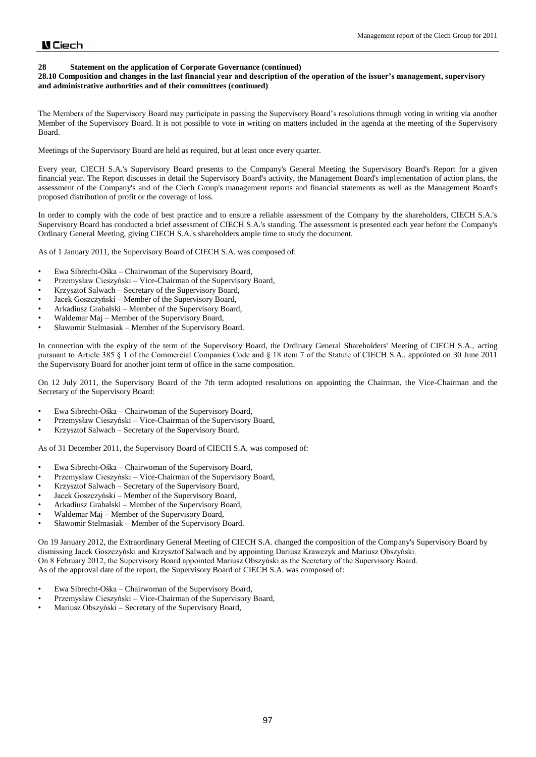## 28 Statement on the application of Corporate Governance (continued)

### 28.10 Composition and changes in the last financial year and description of the operation of the issuer's management, supervisory and administrative authorities and of their committees (continued)

The Members of the Supervisory Board may participate in passing the Supervisory Board's resolutions through voting in writing via another Member of the Supervisory Board. It is not possible to vote in writing on matters included in the agenda at the meeting of the Supervisory Board.

Meetings of the Supervisory Board are held as required, but at least once every quarter.

Every year, CIECH S.A.'s Supervisory Board presents to the Company's General Meeting the Supervisory Board's Report for a given financial year. The Report discusses in detail the Supervisory Board's activity, the Management Board's implementation of action plans, the assessment of the Company's and of the Ciech Group's management reports and financial statements as well as the Management Board's proposed distribution of profit or the coverage of loss.

In order to comply with the code of best practice and to ensure a reliable assessment of the Company by the shareholders, CIECH S.A.'s Supervisory Board has conducted a brief assessment of CIECH S.A.'s standing. The assessment is presented each year before the Company's Ordinary General Meeting, giving CIECH S.A.'s shareholders ample time to study the document.

As of 1 January 2011, the Supervisory Board of CIECH S.A. was composed of:

- Ewa Sibrecht-Ośka – Chairwoman of the Supervisory Board,
- Przemysław Cieszyński – Vice-Chairman of the Supervisory Board,
- Krzysztof Salwach – Secretary of the Supervisory Board,
- Jacek Goszczyński – Member of the Supervisory Board,
- Arkadiusz Grabalski – Member of the Supervisory Board,
- Waldemar Maj – Member of the Supervisory Board,
- Sławomir Stelmasiak – Member of the Supervisory Board.

In connection with the expiry of the term of the Supervisory Board, the Ordinary General Shareholders' Meeting of CIECH S.A., acting pursuant to Article 385 § 1 of the Commercial Companies Code and § 18 item 7 of the Statute of CIECH S.A., appointed on 30 June 2011 the Supervisory Board for another joint term of office in the same composition.

On 12 July 2011, the Supervisory Board of the 7th term adopted resolutions on appointing the Chairman, the Vice-Chairman and the Secretary of the Supervisory Board:

- Ewa Sibrecht-Ośka – Chairwoman of the Supervisory Board,
- Przemysław Cieszyński – Vice-Chairman of the Supervisory Board,
- Krzysztof Salwach – Secretary of the Supervisory Board.

As of 31 December 2011, the Supervisory Board of CIECH S.A. was composed of:

- Ewa Sibrecht-Ośka – Chairwoman of the Supervisory Board,
- Przemysław Cieszyński – Vice-Chairman of the Supervisory Board,
- Krzysztof Salwach – Secretary of the Supervisory Board,
- Jacek Goszczyński – Member of the Supervisory Board,
- Arkadiusz Grabalski – Member of the Supervisory Board,
- Waldemar Maj – Member of the Supervisory Board,
- Sławomir Stelmasiak – Member of the Supervisory Board.

On 19 January 2012, the Extraordinary General Meeting of CIECH S.A. changed the composition of the Company's Supervisory Board by dismissing Jacek Goszczyński and Krzysztof Salwach and by appointing Dariusz Krawczyk and Mariusz Obszyński.
On 8 February 2012, the Supervisory Board appointed Mariusz Obszyński as the Secretary of the Supervisory Board.
As of the approval date of the report, the Supervisory Board of CIECH S.A. was composed of:

- Ewa Sibrecht-Ośka – Chairwoman of the Supervisory Board,
- Przemysław Cieszyński – Vice-Chairman of the Supervisory Board,
- Mariusz Obszyński – Secretary of the Supervisory Board,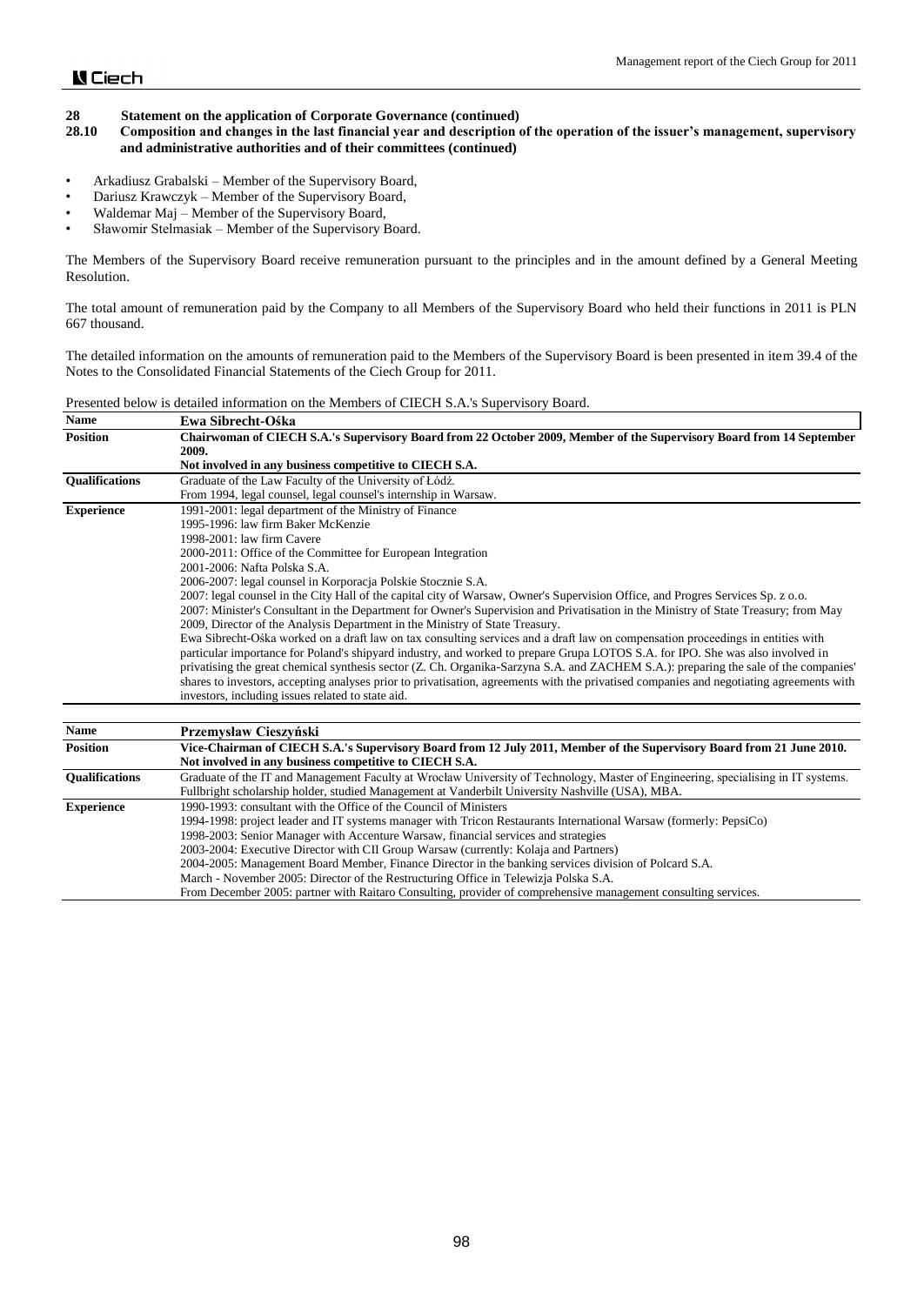## 28 Statement on the application of Corporate Governance (continued)

### 28.10 Composition and changes in the last financial year and description of the operation of the issuer's management, supervisory and administrative authorities and of their committees (continued)

- Arkadiusz Grabalski – Member of the Supervisory Board,
- Dariusz Krawczyk – Member of the Supervisory Board,
- Waldemar Maj – Member of the Supervisory Board,
- Sławomir Stelmasiak – Member of the Supervisory Board.

The Members of the Supervisory Board receive remuneration pursuant to the principles and in the amount defined by a General Meeting Resolution.

The total amount of remuneration paid by the Company to all Members of the Supervisory Board who held their functions in 2011 is PLN 667 thousand.

The detailed information on the amounts of remuneration paid to the Members of the Supervisory Board is been presented in item 39.4 of the Notes to the Consolidated Financial Statements of the Ciech Group for 2011.

Presented below is detailed information on the Members of CIECH S.A.'s Supervisory Board.

| **Name** | **Ewa Sibrecht-Ośka** |
|---|---|
| **Position** | **Chairwoman of CIECH S.A.'s Supervisory Board from 22 October 2009, Member of the Supervisory Board from 14 September 2009.**<br>**Not involved in any business competitive to CIECH S.A.** |
| **Qualifications** | Graduate of the Law Faculty of the University of Łódź.<br>From 1994, legal counsel, legal counsel's internship in Warsaw. |
| **Experience** | 1991-2001: legal department of the Ministry of Finance<br>1995-1996: law firm Baker McKenzie<br>1998-2001: law firm Cavere<br>2000-2011: Office of the Committee for European Integration<br>2001-2006: Nafta Polska S.A.<br>2006-2007: legal counsel in Korporacja Polskie Stocznie S.A.<br>2007: legal counsel in the City Hall of the capital city of Warsaw, Owner's Supervision Office, and Progres Services Sp. z o.o.<br>2007: Minister's Consultant in the Department for Owner's Supervision and Privatisation in the Ministry of State Treasury; from May 2009, Director of the Analysis Department in the Ministry of State Treasury.<br>Ewa Sibrecht-Ośka worked on a draft law on tax consulting services and a draft law on compensation proceedings in entities with particular importance for Poland's shipyard industry, and worked to prepare Grupa LOTOS S.A. for IPO. She was also involved in privatising the great chemical synthesis sector (Z. Ch. Organika-Sarzyna S.A. and ZACHEM S.A.): preparing the sale of the companies' shares to investors, accepting analyses prior to privatisation, agreements with the privatised companies and negotiating agreements with investors, including issues related to state aid. |

| **Name** | **Przemysław Cieszyński** |
|---|---|
| **Position** | **Vice-Chairman of CIECH S.A.'s Supervisory Board from 12 July 2011, Member of the Supervisory Board from 21 June 2010.**<br>**Not involved in any business competitive to CIECH S.A.** |
| **Qualifications** | Graduate of the IT and Management Faculty at Wrocław University of Technology, Master of Engineering, specialising in IT systems.<br>Fullbright scholarship holder, studied Management at Vanderbilt University Nashville (USA), MBA. |
| **Experience** | 1990-1993: consultant with the Office of the Council of Ministers<br>1994-1998: project leader and IT systems manager with Tricon Restaurants International Warsaw (formerly: PepsiCo)<br>1998-2003: Senior Manager with Accenture Warsaw, financial services and strategies<br>2003-2004: Executive Director with CII Group Warsaw (currently: Kolaja and Partners)<br>2004-2005: Management Board Member, Finance Director in the banking services division of Polcard S.A.<br>March - November 2005: Director of the Restructuring Office in Telewizja Polska S.A.<br>From December 2005: partner with Raitaro Consulting, provider of comprehensive management consulting services. |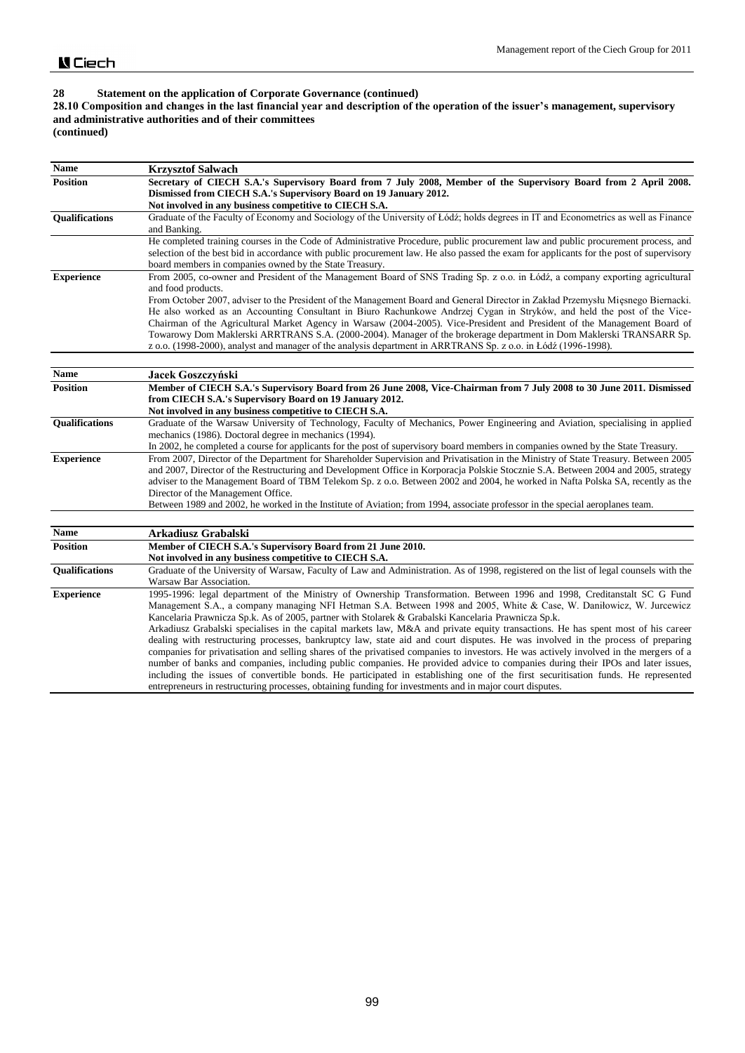## 28 Statement on the application of Corporate Governance (continued)

**28.10 Composition and changes in the last financial year and description of the operation of the issuer's management, supervisory and administrative authorities and of their committees (continued)**

| **Name** | **Krzysztof Salwach** |
|---|---|
| **Position** | **Secretary of CIECH S.A.'s Supervisory Board from 7 July 2008, Member of the Supervisory Board from 2 April 2008. Dismissed from CIECH S.A.'s Supervisory Board on 19 January 2012. Not involved in any business competitive to CIECH S.A.** |
| **Qualifications** | Graduate of the Faculty of Economy and Sociology of the University of Łódź; holds degrees in IT and Econometrics as well as Finance and Banking. |
| | He completed training courses in the Code of Administrative Procedure, public procurement law and public procurement process, and selection of the best bid in accordance with public procurement law. He also passed the exam for applicants for the post of supervisory board members in companies owned by the State Treasury. |
| **Experience** | From 2005, co-owner and President of the Management Board of SNS Trading Sp. z o.o. in Łódź, a company exporting agricultural and food products. From October 2007, adviser to the President of the Management Board and General Director in Zakład Przemysłu Mięsnego Biernacki. He also worked as an Accounting Consultant in Biuro Rachunkowe Andrzej Cygan in Stryków, and held the post of the Vice-Chairman of the Agricultural Market Agency in Warsaw (2004-2005). Vice-President and President of the Management Board of Towarowy Dom Maklerski ARRTRANS S.A. (2000-2004). Manager of the brokerage department in Dom Maklerski TRANSARR Sp. z o.o. (1998-2000), analyst and manager of the analysis department in ARRTRANS Sp. z o.o. in Łódź (1996-1998). |

| **Name** | **Jacek Goszczyński** |
|---|---|
| **Position** | **Member of CIECH S.A.'s Supervisory Board from 26 June 2008, Vice-Chairman from 7 July 2008 to 30 June 2011. Dismissed from CIECH S.A.'s Supervisory Board on 19 January 2012. Not involved in any business competitive to CIECH S.A.** |
| **Qualifications** | Graduate of the Warsaw University of Technology, Faculty of Mechanics, Power Engineering and Aviation, specialising in applied mechanics (1986). Doctoral degree in mechanics (1994). In 2002, he completed a course for applicants for the post of supervisory board members in companies owned by the State Treasury. |
| **Experience** | From 2007, Director of the Department for Shareholder Supervision and Privatisation in the Ministry of State Treasury. Between 2005 and 2007, Director of the Restructuring and Development Office in Korporacja Polskie Stocznie S.A. Between 2004 and 2005, strategy adviser to the Management Board of TBM Telekom Sp. z o.o. Between 2002 and 2004, he worked in Nafta Polska SA, recently as the Director of the Management Office. Between 1989 and 2002, he worked in the Institute of Aviation; from 1994, associate professor in the special aeroplanes team. |

| **Name** | **Arkadiusz Grabalski** |
|---|---|
| **Position** | **Member of CIECH S.A.'s Supervisory Board from 21 June 2010. Not involved in any business competitive to CIECH S.A.** |
| **Qualifications** | Graduate of the University of Warsaw, Faculty of Law and Administration. As of 1998, registered on the list of legal counsels with the Warsaw Bar Association. |
| **Experience** | 1995-1996: legal department of the Ministry of Ownership Transformation. Between 1996 and 1998, Creditanstalt SC G Fund Management S.A., a company managing NFI Hetman S.A. Between 1998 and 2005, White & Case, W. Daniłowicz, W. Jurcewicz Kancelaria Prawnicza Sp.k. As of 2005, partner with Stolarek & Grabalski Kancelaria Prawnicza Sp.k. Arkadiusz Grabalski specialises in the capital markets law, M&A and private equity transactions. He has spent most of his career dealing with restructuring processes, bankruptcy law, state aid and court disputes. He was involved in the process of preparing companies for privatisation and selling shares of the privatised companies to investors. He was actively involved in the mergers of a number of banks and companies, including public companies. He provided advice to companies during their IPOs and later issues, including the issues of convertible bonds. He participated in establishing one of the first securitisation funds. He represented entrepreneurs in restructuring processes, obtaining funding for investments and in major court disputes. |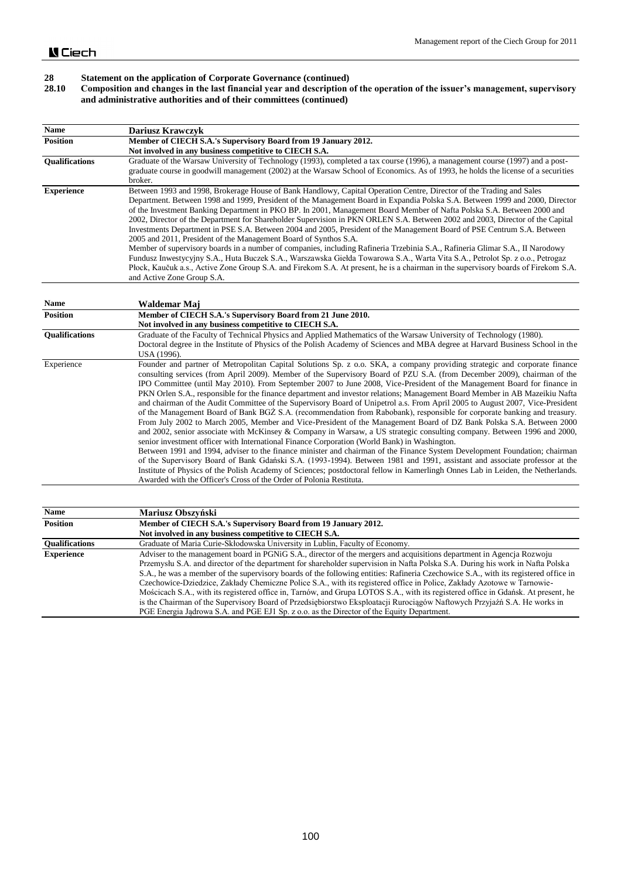## 28 Statement on the application of Corporate Governance (continued)

### 28.10 Composition and changes in the last financial year and description of the operation of the issuer's management, supervisory and administrative authorities and of their committees (continued)

| **Name** | **Dariusz Krawczyk** |
|---|---|
| **Position** | **Member of CIECH S.A.'s Supervisory Board from 19 January 2012. Not involved in any business competitive to CIECH S.A.** |
| **Qualifications** | Graduate of the Warsaw University of Technology (1993), completed a tax course (1996), a management course (1997) and a post-graduate course in goodwill management (2002) at the Warsaw School of Economics. As of 1993, he holds the license of a securities broker. |
| **Experience** | Between 1993 and 1998, Brokerage House of Bank Handlowy, Capital Operation Centre, Director of the Trading and Sales Department. Between 1998 and 1999, President of the Management Board in Expandia Polska S.A. Between 1999 and 2000, Director of the Investment Banking Department in PKO BP. In 2001, Management Board Member of Nafta Polska S.A. Between 2000 and 2002, Director of the Department for Shareholder Supervision in PKN ORLEN S.A. Between 2002 and 2003, Director of the Capital Investments Department in PSE S.A. Between 2004 and 2005, President of the Management Board of PSE Centrum S.A. Between 2005 and 2011, President of the Management Board of Synthos S.A. Member of supervisory boards in a number of companies, including Rafineria Trzebinia S.A., Rafineria Glimar S.A., II Narodowy Fundusz Inwestycyjny S.A., Huta Buczek S.A., Warszawska Giełda Towarowa S.A., Warta Vita S.A., Petrolot Sp. z o.o., Petrogaz Płock, Kaučuk a.s., Active Zone Group S.A. and Firekom S.A. At present, he is a chairman in the supervisory boards of Firekom S.A. and Active Zone Group S.A. |

| **Name** | **Waldemar Maj** |
|---|---|
| **Position** | **Member of CIECH S.A.'s Supervisory Board from 21 June 2010. Not involved in any business competitive to CIECH S.A.** |
| **Qualifications** | Graduate of the Faculty of Technical Physics and Applied Mathematics of the Warsaw University of Technology (1980). Doctoral degree in the Institute of Physics of the Polish Academy of Sciences and MBA degree at Harvard Business School in the USA (1996). |
| Experience | Founder and partner of Metropolitan Capital Solutions Sp. z o.o. SKA, a company providing strategic and corporate finance consulting services (from April 2009). Member of the Supervisory Board of PZU S.A. (from December 2009), chairman of the IPO Committee (until May 2010). From September 2007 to June 2008, Vice-President of the Management Board for finance in PKN Orlen S.A., responsible for the finance department and investor relations; Management Board Member in AB Mazeikiu Nafta and chairman of the Audit Committee of the Supervisory Board of Unipetrol a.s. From April 2005 to August 2007, Vice-President of the Management Board of Bank BGŻ S.A. (recommendation from Rabobank), responsible for corporate banking and treasury. From July 2002 to March 2005, Member and Vice-President of the Management Board of DZ Bank Polska S.A. Between 2000 and 2002, senior associate with McKinsey & Company in Warsaw, a US strategic consulting company. Between 1996 and 2000, senior investment officer with International Finance Corporation (World Bank) in Washington. Between 1991 and 1994, adviser to the finance minister and chairman of the Finance System Development Foundation; chairman of the Supervisory Board of Bank Gdański S.A. (1993-1994). Between 1981 and 1991, assistant and associate professor at the Institute of Physics of the Polish Academy of Sciences; postdoctoral fellow in Kamerlingh Onnes Lab in Leiden, the Netherlands. Awarded with the Officer's Cross of the Order of Polonia Restituta. |

| **Name** | **Mariusz Obszyński** |
|---|---|
| **Position** | **Member of CIECH S.A.'s Supervisory Board from 19 January 2012. Not involved in any business competitive to CIECH S.A.** |
| **Qualifications** | Graduate of Maria Curie-Skłodowska University in Lublin, Faculty of Economy. |
| **Experience** | Adviser to the management board in PGNiG S.A., director of the mergers and acquisitions department in Agencja Rozwoju Przemysłu S.A. and director of the department for shareholder supervision in Nafta Polska S.A. During his work in Nafta Polska S.A., he was a member of the supervisory boards of the following entities: Rafineria Czechowice S.A., with its registered office in Czechowice-Dziedzice, Zakłady Chemiczne Police S.A., with its registered office in Police, Zakłady Azotowe w Tarnowie-Mościcach S.A., with its registered office in, Tarnów, and Grupa LOTOS S.A., with its registered office in Gdańsk. At present, he is the Chairman of the Supervisory Board of Przedsiębiorstwo Eksploatacji Rurociągów Naftowych Przyjaźń S.A. He works in PGE Energia Jądrowa S.A. and PGE EJ1 Sp. z o.o. as the Director of the Equity Department. |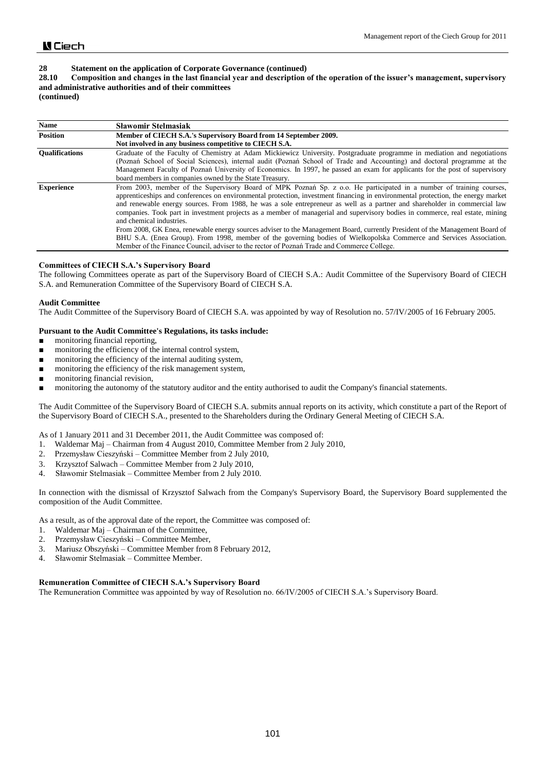## 28 Statement on the application of Corporate Governance (continued)

### 28.10 Composition and changes in the last financial year and description of the operation of the issuer's management, supervisory and administrative authorities and of their committees

**(continued)**

| Name | Sławomir Stelmasiak |
|---|---|
| **Position** | **Member of CIECH S.A.'s Supervisory Board from 14 September 2009. Not involved in any business competitive to CIECH S.A.** |
| **Qualifications** | Graduate of the Faculty of Chemistry at Adam Mickiewicz University. Postgraduate programme in mediation and negotiations (Poznań School of Social Sciences), internal audit (Poznań School of Trade and Accounting) and doctoral programme at the Management Faculty of Poznań University of Economics. In 1997, he passed an exam for applicants for the post of supervisory board members in companies owned by the State Treasury. |
| **Experience** | From 2003, member of the Supervisory Board of MPK Poznań Sp. z o.o. He participated in a number of training courses, apprenticeships and conferences on environmental protection, investment financing in environmental protection, the energy market and renewable energy sources. From 1988, he was a sole entrepreneur as well as a partner and shareholder in commercial law companies. Took part in investment projects as a member of managerial and supervisory bodies in commerce, real estate, mining and chemical industries. From 2008, GK Enea, renewable energy sources adviser to the Management Board, currently President of the Management Board of BHU S.A. (Enea Group). From 1998, member of the governing bodies of Wielkopolska Commerce and Services Association. Member of the Finance Council, adviser to the rector of Poznań Trade and Commerce College. |

**Committees of CIECH S.A.'s Supervisory Board**

The following Committees operate as part of the Supervisory Board of CIECH S.A.: Audit Committee of the Supervisory Board of CIECH S.A. and Remuneration Committee of the Supervisory Board of CIECH S.A.

**Audit Committee**

The Audit Committee of the Supervisory Board of CIECH S.A. was appointed by way of Resolution no. 57/IV/2005 of 16 February 2005.

**Pursuant to the Audit Committee's Regulations, its tasks include:**

- monitoring financial reporting,
- monitoring the efficiency of the internal control system,
- monitoring the efficiency of the internal auditing system,
- monitoring the efficiency of the risk management system,
- monitoring financial revision,
- monitoring the autonomy of the statutory auditor and the entity authorised to audit the Company's financial statements.

The Audit Committee of the Supervisory Board of CIECH S.A. submits annual reports on its activity, which constitute a part of the Report of the Supervisory Board of CIECH S.A., presented to the Shareholders during the Ordinary General Meeting of CIECH S.A.

As of 1 January 2011 and 31 December 2011, the Audit Committee was composed of:

1. Waldemar Maj – Chairman from 4 August 2010, Committee Member from 2 July 2010,
2. Przemysław Cieszyński – Committee Member from 2 July 2010,
3. Krzysztof Salwach – Committee Member from 2 July 2010,
4. Sławomir Stelmasiak – Committee Member from 2 July 2010.

In connection with the dismissal of Krzysztof Salwach from the Company's Supervisory Board, the Supervisory Board supplemented the composition of the Audit Committee.

As a result, as of the approval date of the report, the Committee was composed of:

1. Waldemar Maj – Chairman of the Committee,
2. Przemysław Cieszyński – Committee Member,
3. Mariusz Obszyński – Committee Member from 8 February 2012,
4. Sławomir Stelmasiak – Committee Member.

**Remuneration Committee of CIECH S.A.'s Supervisory Board**

The Remuneration Committee was appointed by way of Resolution no. 66/IV/2005 of CIECH S.A.'s Supervisory Board.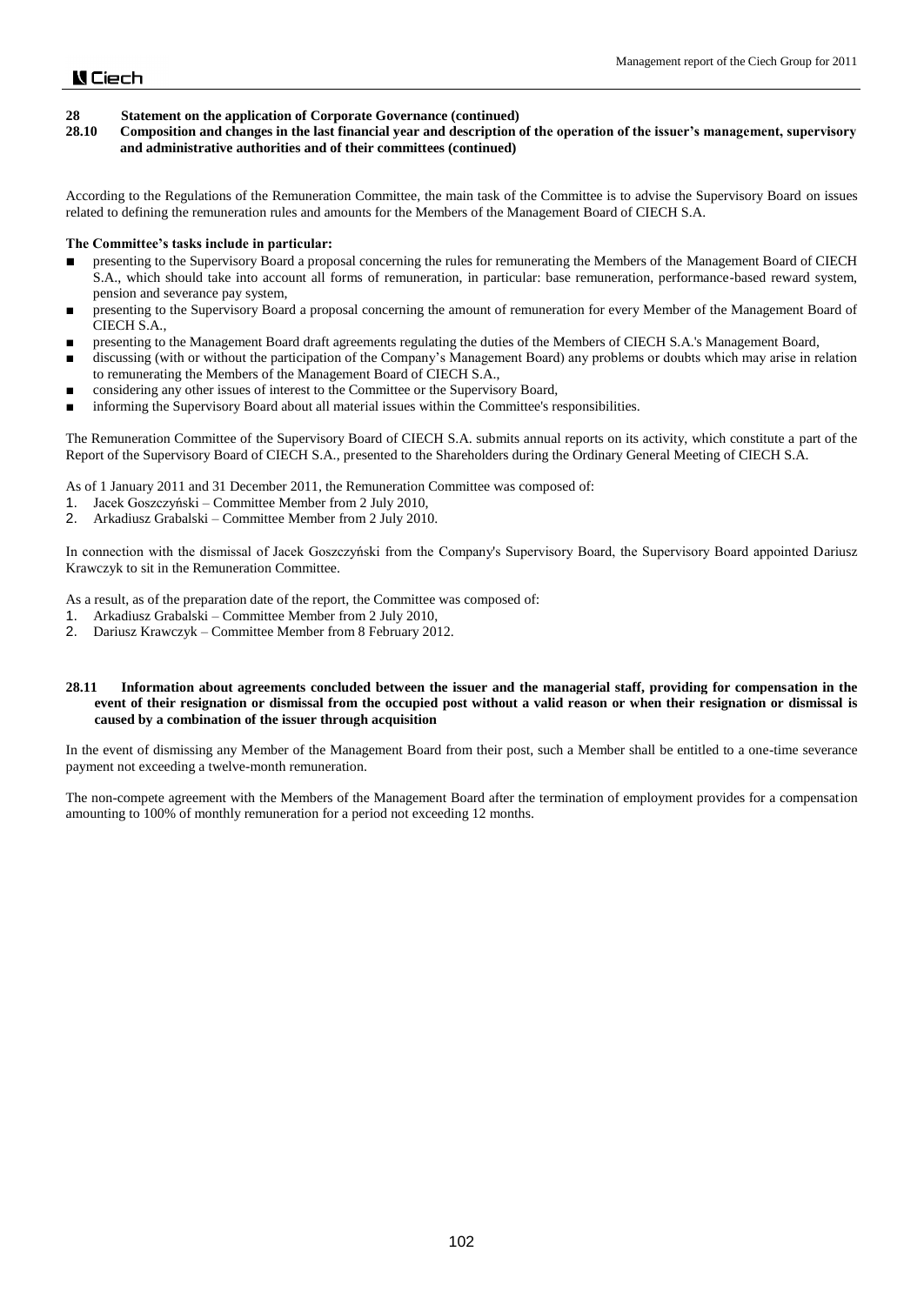## 28 Statement on the application of Corporate Governance (continued)

### 28.10 Composition and changes in the last financial year and description of the operation of the issuer's management, supervisory and administrative authorities and of their committees (continued)

According to the Regulations of the Remuneration Committee, the main task of the Committee is to advise the Supervisory Board on issues related to defining the remuneration rules and amounts for the Members of the Management Board of CIECH S.A.

**The Committee's tasks include in particular:**

- presenting to the Supervisory Board a proposal concerning the rules for remunerating the Members of the Management Board of CIECH S.A., which should take into account all forms of remuneration, in particular: base remuneration, performance-based reward system, pension and severance pay system,
- presenting to the Supervisory Board a proposal concerning the amount of remuneration for every Member of the Management Board of CIECH S.A.,
- presenting to the Management Board draft agreements regulating the duties of the Members of CIECH S.A.'s Management Board,
- discussing (with or without the participation of the Company's Management Board) any problems or doubts which may arise in relation to remunerating the Members of the Management Board of CIECH S.A.,
- considering any other issues of interest to the Committee or the Supervisory Board,
- informing the Supervisory Board about all material issues within the Committee's responsibilities.

The Remuneration Committee of the Supervisory Board of CIECH S.A. submits annual reports on its activity, which constitute a part of the Report of the Supervisory Board of CIECH S.A., presented to the Shareholders during the Ordinary General Meeting of CIECH S.A.

As of 1 January 2011 and 31 December 2011, the Remuneration Committee was composed of:

1. Jacek Goszczyński – Committee Member from 2 July 2010,
2. Arkadiusz Grabalski – Committee Member from 2 July 2010.

In connection with the dismissal of Jacek Goszczyński from the Company's Supervisory Board, the Supervisory Board appointed Dariusz Krawczyk to sit in the Remuneration Committee.

As a result, as of the preparation date of the report, the Committee was composed of:

1. Arkadiusz Grabalski – Committee Member from 2 July 2010,
2. Dariusz Krawczyk – Committee Member from 8 February 2012.

### 28.11 Information about agreements concluded between the issuer and the managerial staff, providing for compensation in the event of their resignation or dismissal from the occupied post without a valid reason or when their resignation or dismissal is caused by a combination of the issuer through acquisition

In the event of dismissing any Member of the Management Board from their post, such a Member shall be entitled to a one-time severance payment not exceeding a twelve-month remuneration.

The non-compete agreement with the Members of the Management Board after the termination of employment provides for a compensation amounting to 100% of monthly remuneration for a period not exceeding 12 months.